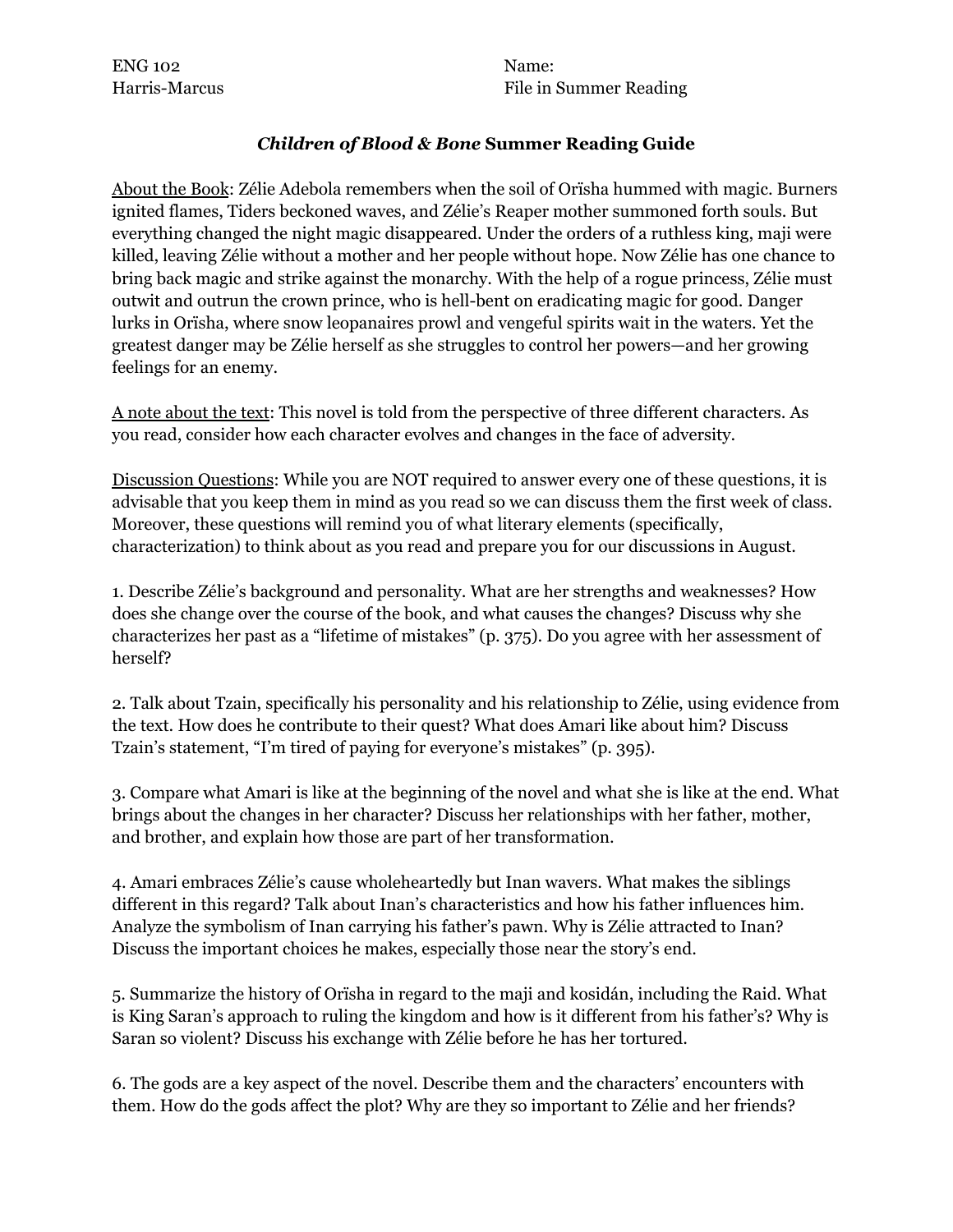ENG 102
Harris-Marcus

Name:
File in Summer Reading

## *Children of Blood & Bone* Summer Reading Guide

About the Book: Zélie Adebola remembers when the soil of Orïsha hummed with magic. Burners ignited flames, Tiders beckoned waves, and Zélie's Reaper mother summoned forth souls. But everything changed the night magic disappeared. Under the orders of a ruthless king, maji were killed, leaving Zélie without a mother and her people without hope. Now Zélie has one chance to bring back magic and strike against the monarchy. With the help of a rogue princess, Zélie must outwit and outrun the crown prince, who is hell-bent on eradicating magic for good. Danger lurks in Orïsha, where snow leopanaires prowl and vengeful spirits wait in the waters. Yet the greatest danger may be Zélie herself as she struggles to control her powers—and her growing feelings for an enemy.

A note about the text: This novel is told from the perspective of three different characters. As you read, consider how each character evolves and changes in the face of adversity.

Discussion Questions: While you are NOT required to answer every one of these questions, it is advisable that you keep them in mind as you read so we can discuss them the first week of class. Moreover, these questions will remind you of what literary elements (specifically, characterization) to think about as you read and prepare you for our discussions in August.

1. Describe Zélie's background and personality. What are her strengths and weaknesses? How does she change over the course of the book, and what causes the changes? Discuss why she characterizes her past as a "lifetime of mistakes" (p. 375). Do you agree with her assessment of herself?

2. Talk about Tzain, specifically his personality and his relationship to Zélie, using evidence from the text. How does he contribute to their quest? What does Amari like about him? Discuss Tzain's statement, "I'm tired of paying for everyone's mistakes" (p. 395).

3. Compare what Amari is like at the beginning of the novel and what she is like at the end. What brings about the changes in her character? Discuss her relationships with her father, mother, and brother, and explain how those are part of her transformation.

4. Amari embraces Zélie's cause wholeheartedly but Inan wavers. What makes the siblings different in this regard? Talk about Inan's characteristics and how his father influences him. Analyze the symbolism of Inan carrying his father's pawn. Why is Zélie attracted to Inan? Discuss the important choices he makes, especially those near the story's end.

5. Summarize the history of Orïsha in regard to the maji and kosidán, including the Raid. What is King Saran's approach to ruling the kingdom and how is it different from his father's? Why is Saran so violent? Discuss his exchange with Zélie before he has her tortured.

6. The gods are a key aspect of the novel. Describe them and the characters' encounters with them. How do the gods affect the plot? Why are they so important to Zélie and her friends?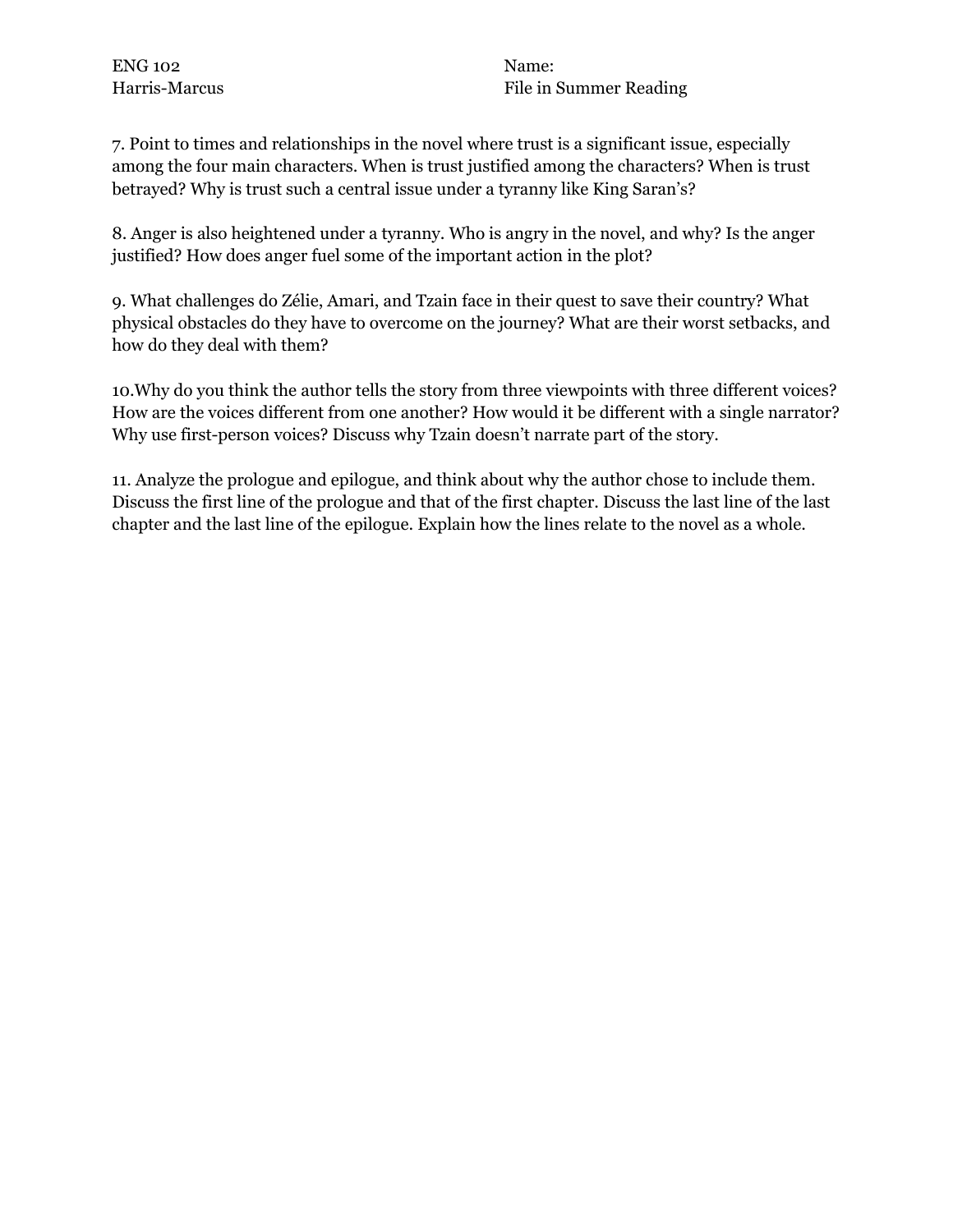ENG 102
Harris-Marcus

Name:
File in Summer Reading

7. Point to times and relationships in the novel where trust is a significant issue, especially among the four main characters. When is trust justified among the characters? When is trust betrayed? Why is trust such a central issue under a tyranny like King Saran's?

8. Anger is also heightened under a tyranny. Who is angry in the novel, and why? Is the anger justified? How does anger fuel some of the important action in the plot?

9. What challenges do Zélie, Amari, and Tzain face in their quest to save their country? What physical obstacles do they have to overcome on the journey? What are their worst setbacks, and how do they deal with them?

10.Why do you think the author tells the story from three viewpoints with three different voices? How are the voices different from one another? How would it be different with a single narrator? Why use first-person voices? Discuss why Tzain doesn't narrate part of the story.

11. Analyze the prologue and epilogue, and think about why the author chose to include them. Discuss the first line of the prologue and that of the first chapter. Discuss the last line of the last chapter and the last line of the epilogue. Explain how the lines relate to the novel as a whole.